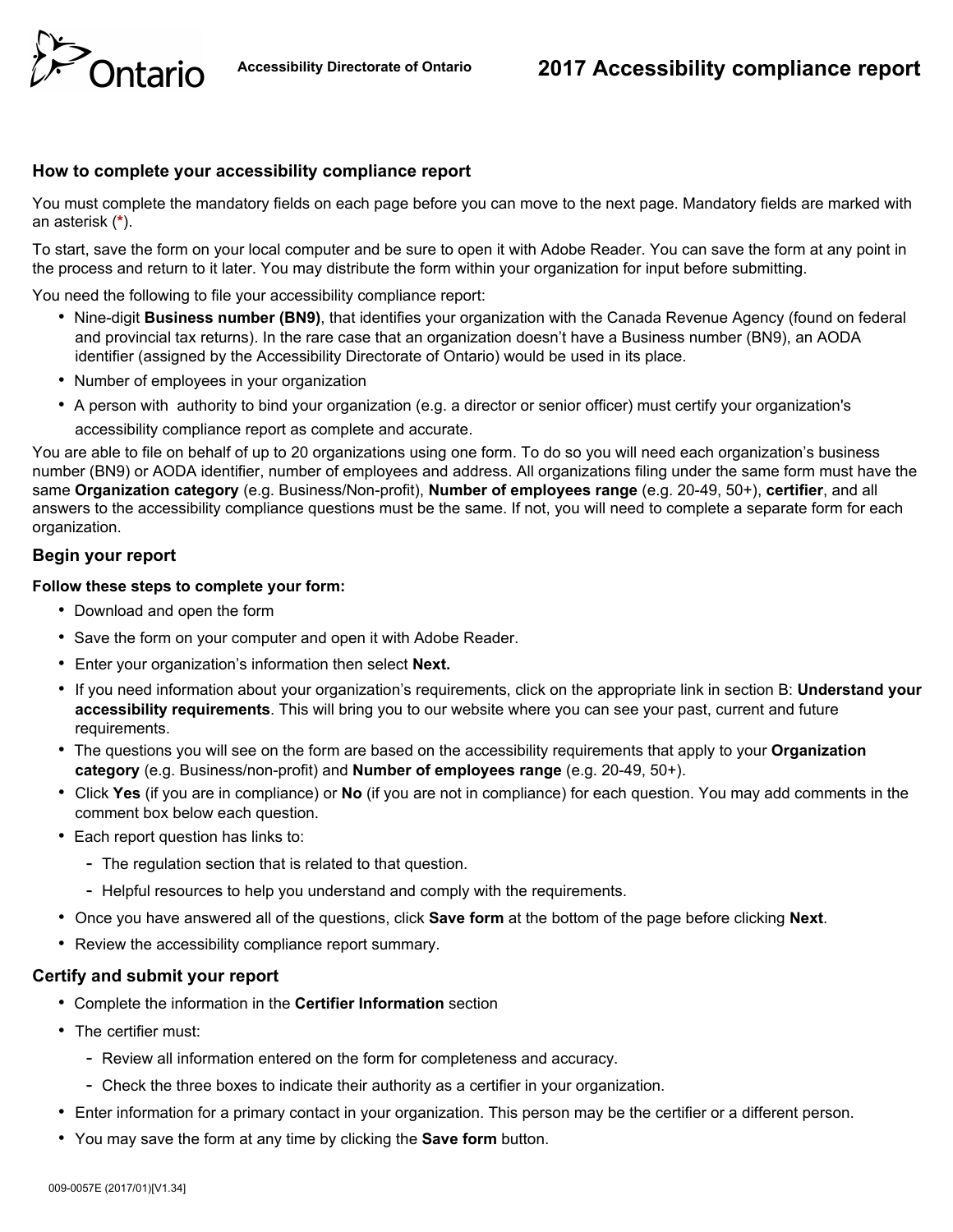Ontario

Accessibility Directorate of Ontario

# 2017 Accessibility compliance report

## How to complete your accessibility compliance report

You must complete the mandatory fields on each page before you can move to the next page. Mandatory fields are marked with an asterisk (*).

To start, save the form on your local computer and be sure to open it with Adobe Reader. You can save the form at any point in the process and return to it later. You may distribute the form within your organization for input before submitting.

You need the following to file your accessibility compliance report:

- Nine-digit **Business number (BN9)**, that identifies your organization with the Canada Revenue Agency (found on federal and provincial tax returns). In the rare case that an organization doesn't have a Business number (BN9), an AODA identifier (assigned by the Accessibility Directorate of Ontario) would be used in its place.
- Number of employees in your organization
- A person with authority to bind your organization (e.g. a director or senior officer) must certify your organization's accessibility compliance report as complete and accurate.

You are able to file on behalf of up to 20 organizations using one form. To do so you will need each organization's business number (BN9) or AODA identifier, number of employees and address. All organizations filing under the same form must have the same **Organization category** (e.g. Business/Non-profit), **Number of employees range** (e.g. 20-49, 50+), **certifier**, and all answers to the accessibility compliance questions must be the same. If not, you will need to complete a separate form for each organization.

## Begin your report

**Follow these steps to complete your form:**

- Download and open the form
- Save the form on your computer and open it with Adobe Reader.
- Enter your organization's information then select **Next.**
- If you need information about your organization's requirements, click on the appropriate link in section B: **Understand your accessibility requirements**. This will bring you to our website where you can see your past, current and future requirements.
- The questions you will see on the form are based on the accessibility requirements that apply to your **Organization category** (e.g. Business/non-profit) and **Number of employees range** (e.g. 20-49, 50+).
- Click **Yes** (if you are in compliance) or **No** (if you are not in compliance) for each question. You may add comments in the comment box below each question.
- Each report question has links to:
  - The regulation section that is related to that question.
  - Helpful resources to help you understand and comply with the requirements.
- Once you have answered all of the questions, click **Save form** at the bottom of the page before clicking **Next**.
- Review the accessibility compliance report summary.

## Certify and submit your report

- Complete the information in the **Certifier Information** section
- The certifier must:
  - Review all information entered on the form for completeness and accuracy.
  - Check the three boxes to indicate their authority as a certifier in your organization.
- Enter information for a primary contact in your organization. This person may be the certifier or a different person.
- You may save the form at any time by clicking the **Save form** button.

009-0057E (2017/01)[V1.34]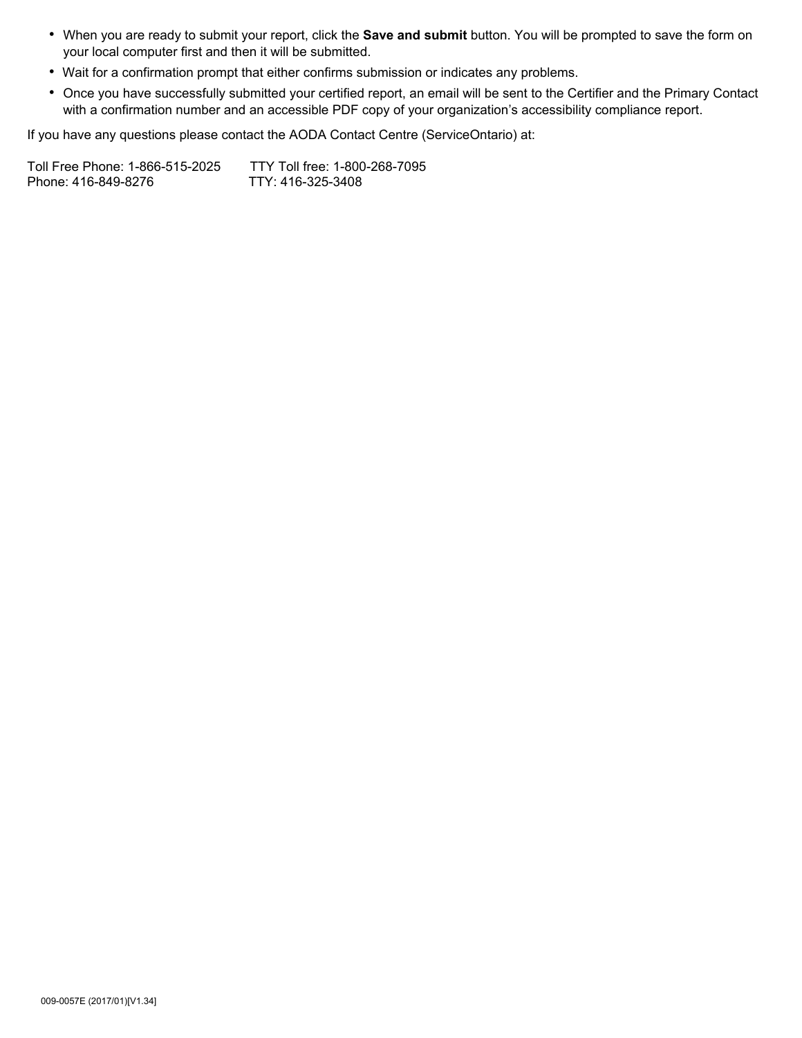- When you are ready to submit your report, click the **Save and submit** button. You will be prompted to save the form on your local computer first and then it will be submitted.
- Wait for a confirmation prompt that either confirms submission or indicates any problems.
- Once you have successfully submitted your certified report, an email will be sent to the Certifier and the Primary Contact with a confirmation number and an accessible PDF copy of your organization's accessibility compliance report.

If you have any questions please contact the AODA Contact Centre (ServiceOntario) at:

Toll Free Phone: 1-866-515-2025 TTY Toll free: 1-800-268-7095
Phone: 416-849-8276 TTY: 416-325-3408

009-0057E (2017/01)[V1.34]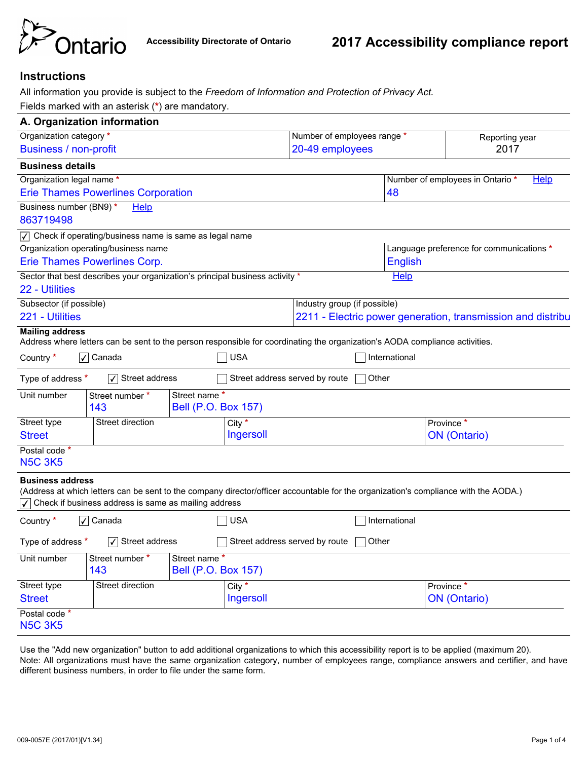Ontario — Accessibility Directorate of Ontario

# 2017 Accessibility compliance report

## Instructions

All information you provide is subject to the *Freedom of Information and Protection of Privacy Act.*

Fields marked with an asterisk (*) are mandatory.

## A. Organization information

| Organization category * | Number of employees range * | Reporting year |
|---|---|---|
| Business / non-profit | 20-49 employees | 2017 |

### Business details

| Organization legal name * | Number of employees in Ontario * Help |
|---|---|
| Erie Thames Powerlines Corporation | 48 |

Business number (BN9) * Help
863719498

☑ Check if operating/business name is same as legal name

| Organization operating/business name | Language preference for communications * |
|---|---|
| Erie Thames Powerlines Corp. | English |

Sector that best describes your organization's principal business activity * Help
22 - Utilities

| Subsector (if possible) | Industry group (if possible) |
|---|---|
| 221 - Utilities | 2211 - Electric power generation, transmission and distribu |

**Mailing address**

Address where letters can be sent to the person responsible for coordinating the organization's AODA compliance activities.

Country * ☑ Canada ☐ USA ☐ International

Type of address * ☑ Street address ☐ Street address served by route ☐ Other

| Unit number | Street number * | Street name * |
|---|---|---|
| | 143 | Bell (P.O. Box 157) |

| Street type | Street direction | City * | Province * |
|---|---|---|---|
| Street | | Ingersoll | ON (Ontario) |

Postal code *
N5C 3K5

**Business address**

(Address at which letters can be sent to the company director/officer accountable for the organization's compliance with the AODA.)

☑ Check if business address is same as mailing address

Country * ☑ Canada ☐ USA ☐ International

Type of address * ☑ Street address ☐ Street address served by route ☐ Other

| Unit number | Street number * | Street name * |
|---|---|---|
| | 143 | Bell (P.O. Box 157) |

| Street type | Street direction | City * | Province * |
|---|---|---|---|
| Street | | Ingersoll | ON (Ontario) |

Postal code *
N5C 3K5

Use the "Add new organization" button to add additional organizations to which this accessibility report is to be applied (maximum 20).
Note: All organizations must have the same organization category, number of employees range, compliance answers and certifier, and have different business numbers, in order to file under the same form.

009-0057E (2017/01)[V1.34]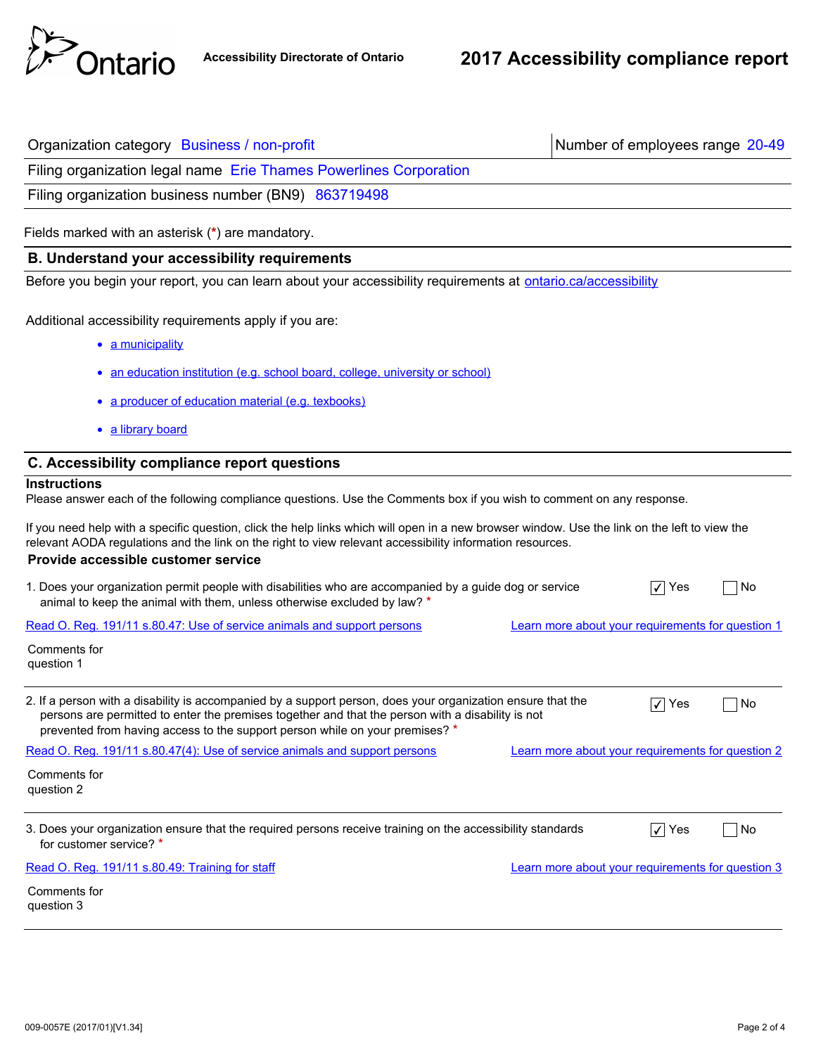Accessibility Directorate of Ontario

# 2017 Accessibility compliance report

| Organization category Business / non-profit | Number of employees range 20-49 |
|---|---|
| Filing organization legal name Erie Thames Powerlines Corporation | |
| Filing organization business number (BN9) 863719498 | |

Fields marked with an asterisk (*) are mandatory.

## B. Understand your accessibility requirements

Before you begin your report, you can learn about your accessibility requirements at ontario.ca/accessibility

Additional accessibility requirements apply if you are:

- a municipality
- an education institution (e.g. school board, college, university or school)
- a producer of education material (e.g. texbooks)
- a library board

## C. Accessibility compliance report questions

**Instructions**

Please answer each of the following compliance questions. Use the Comments box if you wish to comment on any response.

If you need help with a specific question, click the help links which will open in a new browser window. Use the link on the left to view the relevant AODA regulations and the link on the right to view relevant accessibility information resources.

### Provide accessible customer service

1. Does your organization permit people with disabilities who are accompanied by a guide dog or service animal to keep the animal with them, unless otherwise excluded by law? *

☑ Yes ☐ No

Read O. Reg. 191/11 s.80.47: Use of service animals and support persons — Learn more about your requirements for question 1

Comments for question 1

2. If a person with a disability is accompanied by a support person, does your organization ensure that the persons are permitted to enter the premises together and that the person with a disability is not prevented from having access to the support person while on your premises? *

☑ Yes ☐ No

Read O. Reg. 191/11 s.80.47(4): Use of service animals and support persons — Learn more about your requirements for question 2

Comments for question 2

3. Does your organization ensure that the required persons receive training on the accessibility standards for customer service? *

☑ Yes ☐ No

Read O. Reg. 191/11 s.80.49: Training for staff — Learn more about your requirements for question 3

Comments for question 3

009-0057E (2017/01)[V1.34]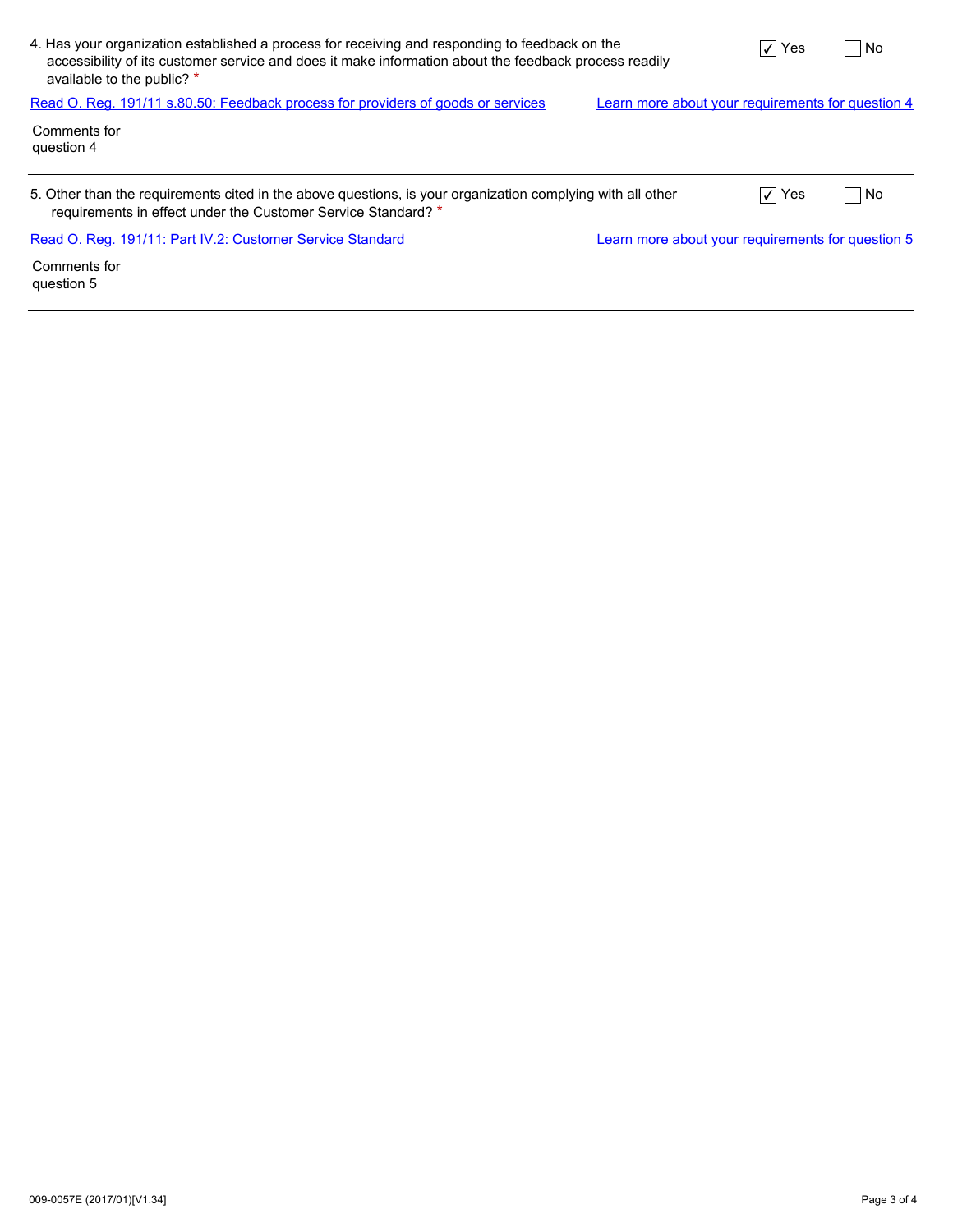4. Has your organization established a process for receiving and responding to feedback on the accessibility of its customer service and does it make information about the feedback process readily available to the public? *

☑ Yes ☐ No

[Read O. Reg. 191/11 s.80.50: Feedback process for providers of goods or services] [Learn more about your requirements for question 4]

Comments for question 4

---

5. Other than the requirements cited in the above questions, is your organization complying with all other requirements in effect under the Customer Service Standard? *

☑ Yes ☐ No

[Read O. Reg. 191/11: Part IV.2: Customer Service Standard] [Learn more about your requirements for question 5]

Comments for question 5

---

009-0057E (2017/01)[V1.34]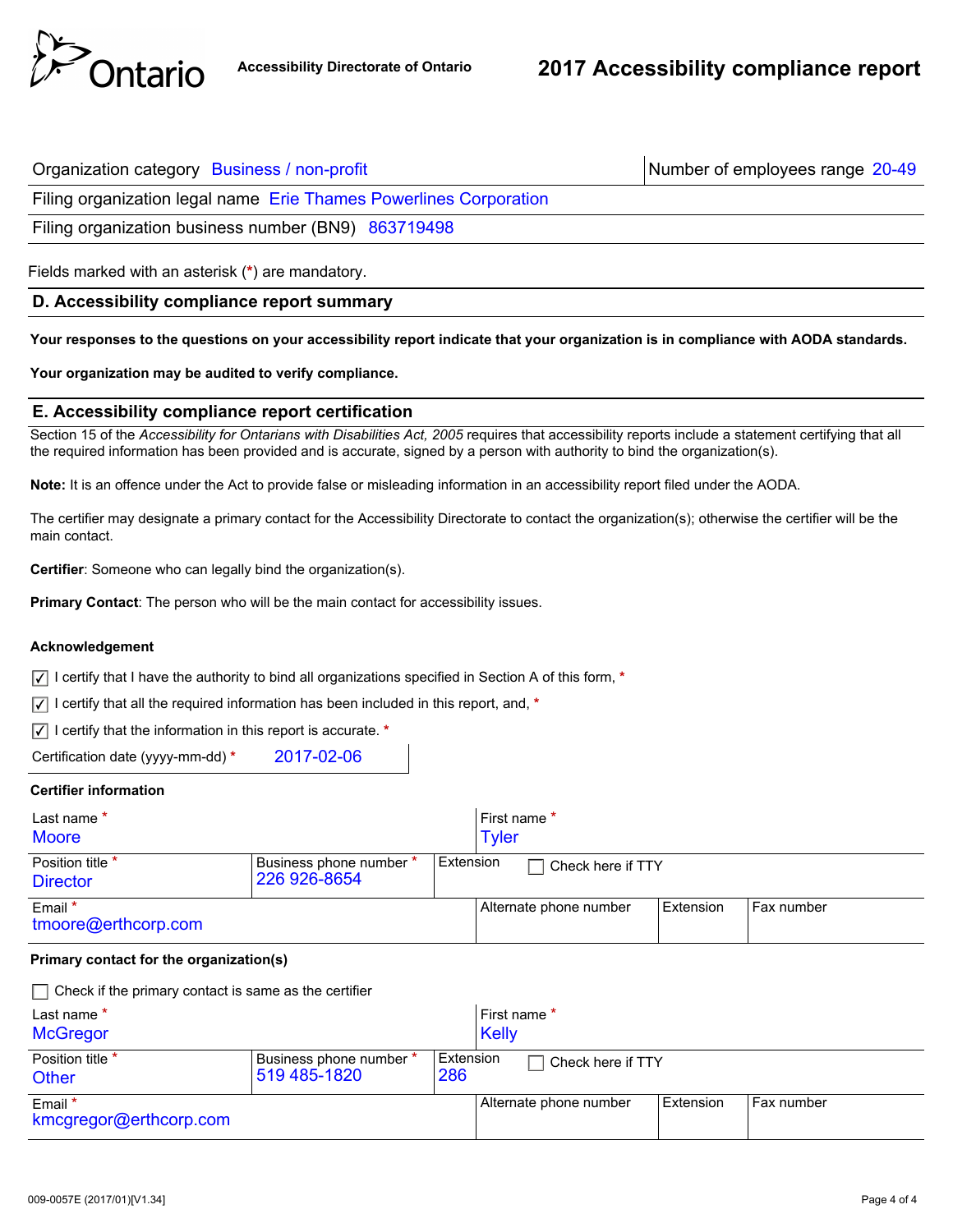Accessibility Directorate of Ontario

# 2017 Accessibility compliance report

| Organization category Business / non-profit | Number of employees range 20-49 |
|---|---|
| Filing organization legal name Erie Thames Powerlines Corporation | |
| Filing organization business number (BN9) 863719498 | |

Fields marked with an asterisk (*) are mandatory.

## D. Accessibility compliance report summary

**Your responses to the questions on your accessibility report indicate that your organization is in compliance with AODA standards.**

**Your organization may be audited to verify compliance.**

## E. Accessibility compliance report certification

Section 15 of the *Accessibility for Ontarians with Disabilities Act, 2005* requires that accessibility reports include a statement certifying that all the required information has been provided and is accurate, signed by a person with authority to bind the organization(s).

**Note:** It is an offence under the Act to provide false or misleading information in an accessibility report filed under the AODA.

The certifier may designate a primary contact for the Accessibility Directorate to contact the organization(s); otherwise the certifier will be the main contact.

**Certifier**: Someone who can legally bind the organization(s).

**Primary Contact**: The person who will be the main contact for accessibility issues.

**Acknowledgement**

- ☑ I certify that I have the authority to bind all organizations specified in Section A of this form, *
- ☑ I certify that all the required information has been included in this report, and, *
- ☑ I certify that the information in this report is accurate. *

Certification date (yyyy-mm-dd) * 2017-02-06

**Certifier information**

| Last name * | First name * | | |
|---|---|---|---|
| Moore | Tyler | | |
| **Position title *** | **Business phone number *** | **Extension** | ☐ Check here if TTY |
| Director | 226 926-8654 | | |
| **Email *** | **Alternate phone number** | **Extension** | **Fax number** |
| tmoore@erthcorp.com | | | |

**Primary contact for the organization(s)**

☐ Check if the primary contact is same as the certifier

| Last name * | First name * | | |
|---|---|---|---|
| McGregor | Kelly | | |
| **Position title *** | **Business phone number *** | **Extension** | ☐ Check here if TTY |
| Other | 519 485-1820 | 286 | |
| **Email *** | **Alternate phone number** | **Extension** | **Fax number** |
| kmcgregor@erthcorp.com | | | |

009-0057E (2017/01)[V1.34]